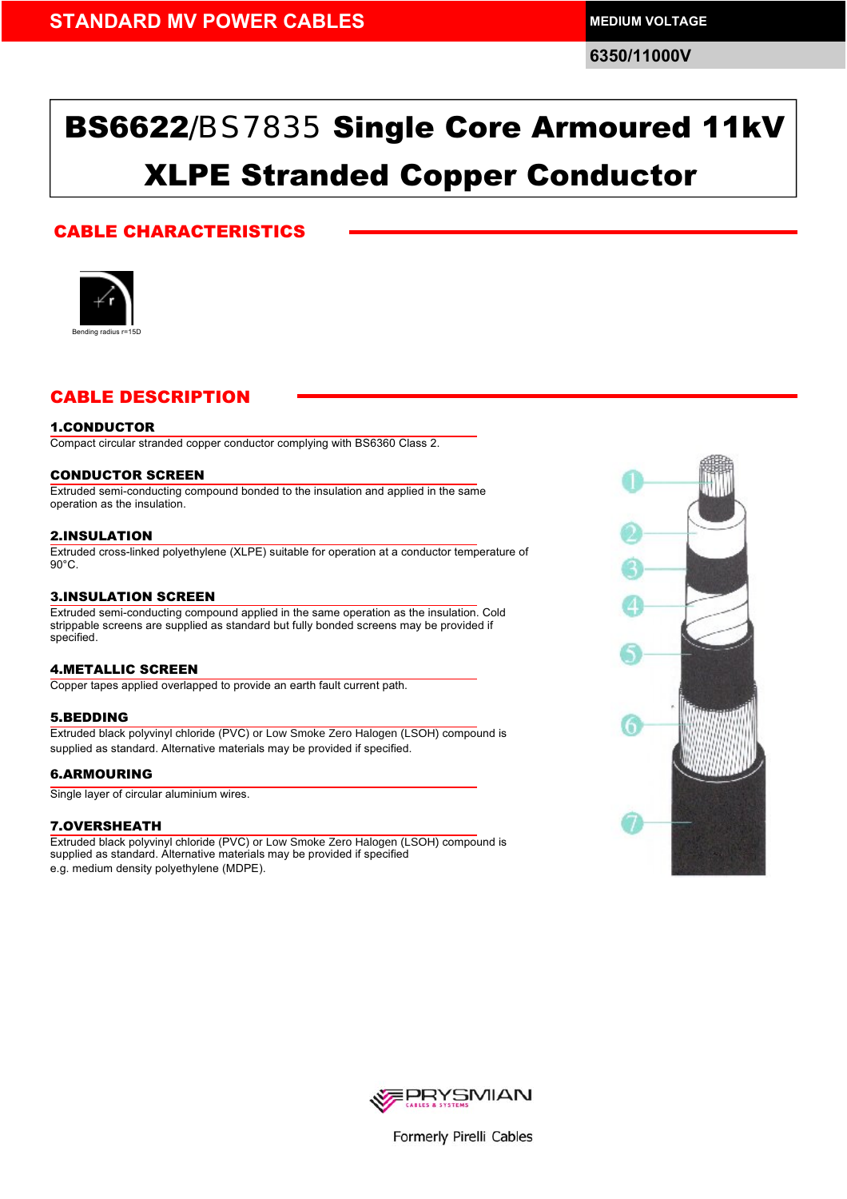STANDARD MV POWER CABLES

MEDIUM VOLTAGE

6350/11000V

# BS6622/BS7835 Single Core Armoured 11kV XLPE Stranded Copper Conductor

## CABLE CHARACTERISTICS

Bending radius r=15D

## CABLE DESCRIPTION

### 1.CONDUCTOR

Compact circular stranded copper conductor complying with BS6360 Class 2.

### CONDUCTOR SCREEN

Extruded semi-conducting compound bonded to the insulation and applied in the same operation as the insulation.

### 2.INSULATION

Extruded cross-linked polyethylene (XLPE) suitable for operation at a conductor temperature of 90°C.

### 3.INSULATION SCREEN

Extruded semi-conducting compound applied in the same operation as the insulation. Cold strippable screens are supplied as standard but fully bonded screens may be provided if specified.

### 4.METALLIC SCREEN

Copper tapes applied overlapped to provide an earth fault current path.

### 5.BEDDING

Extruded black polyvinyl chloride (PVC) or Low Smoke Zero Halogen (LSOH) compound is supplied as standard. Alternative materials may be provided if specified.

### 6.ARMOURING

Single layer of circular aluminium wires.

### 7.OVERSHEATH

Extruded black polyvinyl chloride (PVC) or Low Smoke Zero Halogen (LSOH) compound is supplied as standard. Alternative materials may be provided if specified e.g. medium density polyethylene (MDPE).

PRYSMIAN CABLES & SYSTEMS

Formerly Pirelli Cables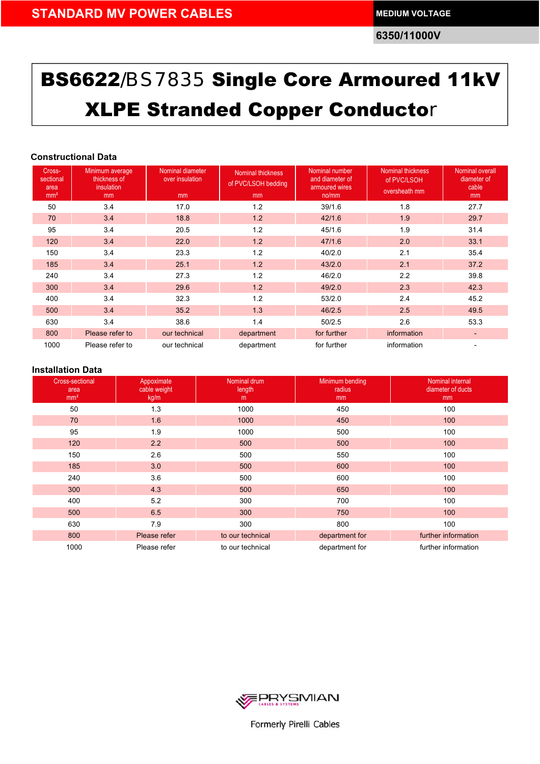STANDARD MV POWER CABLES

MEDIUM VOLTAGE

6350/11000V

# BS6622/BS7835 Single Core Armoured 11kV XLPE Stranded Copper Conductor

## Constructional Data

| Cross-sectional area mm² | Minimum average thickness of insulation mm | Nominal diameter over insulation mm | Nominal thickness of PVC/LSOH bedding mm | Nominal number and diameter of armoured wires no/mm | Nominal thickness of PVC/LSOH oversheath mm | Nominal overall diameter of cable mm |
|---|---|---|---|---|---|---|
| 50 | 3.4 | 17.0 | 1.2 | 39/1.6 | 1.8 | 27.7 |
| 70 | 3.4 | 18.8 | 1.2 | 42/1.6 | 1.9 | 29.7 |
| 95 | 3.4 | 20.5 | 1.2 | 45/1.6 | 1.9 | 31.4 |
| 120 | 3.4 | 22.0 | 1.2 | 47/1.6 | 2.0 | 33.1 |
| 150 | 3.4 | 23.3 | 1.2 | 40/2.0 | 2.1 | 35.4 |
| 185 | 3.4 | 25.1 | 1.2 | 43/2.0 | 2.1 | 37.2 |
| 240 | 3.4 | 27.3 | 1.2 | 46/2.0 | 2.2 | 39.8 |
| 300 | 3.4 | 29.6 | 1.2 | 49/2.0 | 2.3 | 42.3 |
| 400 | 3.4 | 32.3 | 1.2 | 53/2.0 | 2.4 | 45.2 |
| 500 | 3.4 | 35.2 | 1.3 | 46/2.5 | 2.5 | 49.5 |
| 630 | 3.4 | 38.6 | 1.4 | 50/2.5 | 2.6 | 53.3 |
| 800 | Please refer to | our technical | department | for further | information | - |
| 1000 | Please refer to | our technical | department | for further | information | - |

## Installation Data

| Cross-sectional area mm² | Appoximate cable weight kg/m | Nominal drum length m | Minimum bending radius mm | Nominal internal diameter of ducts mm |
|---|---|---|---|---|
| 50 | 1.3 | 1000 | 450 | 100 |
| 70 | 1.6 | 1000 | 450 | 100 |
| 95 | 1.9 | 1000 | 500 | 100 |
| 120 | 2.2 | 500 | 500 | 100 |
| 150 | 2.6 | 500 | 550 | 100 |
| 185 | 3.0 | 500 | 600 | 100 |
| 240 | 3.6 | 500 | 600 | 100 |
| 300 | 4.3 | 500 | 650 | 100 |
| 400 | 5.2 | 300 | 700 | 100 |
| 500 | 6.5 | 300 | 750 | 100 |
| 630 | 7.9 | 300 | 800 | 100 |
| 800 | Please refer | to our technical | department for | further information |
| 1000 | Please refer | to our technical | department for | further information |

PRYSMIAN CABLES & SYSTEMS

Formerly Pirelli Cables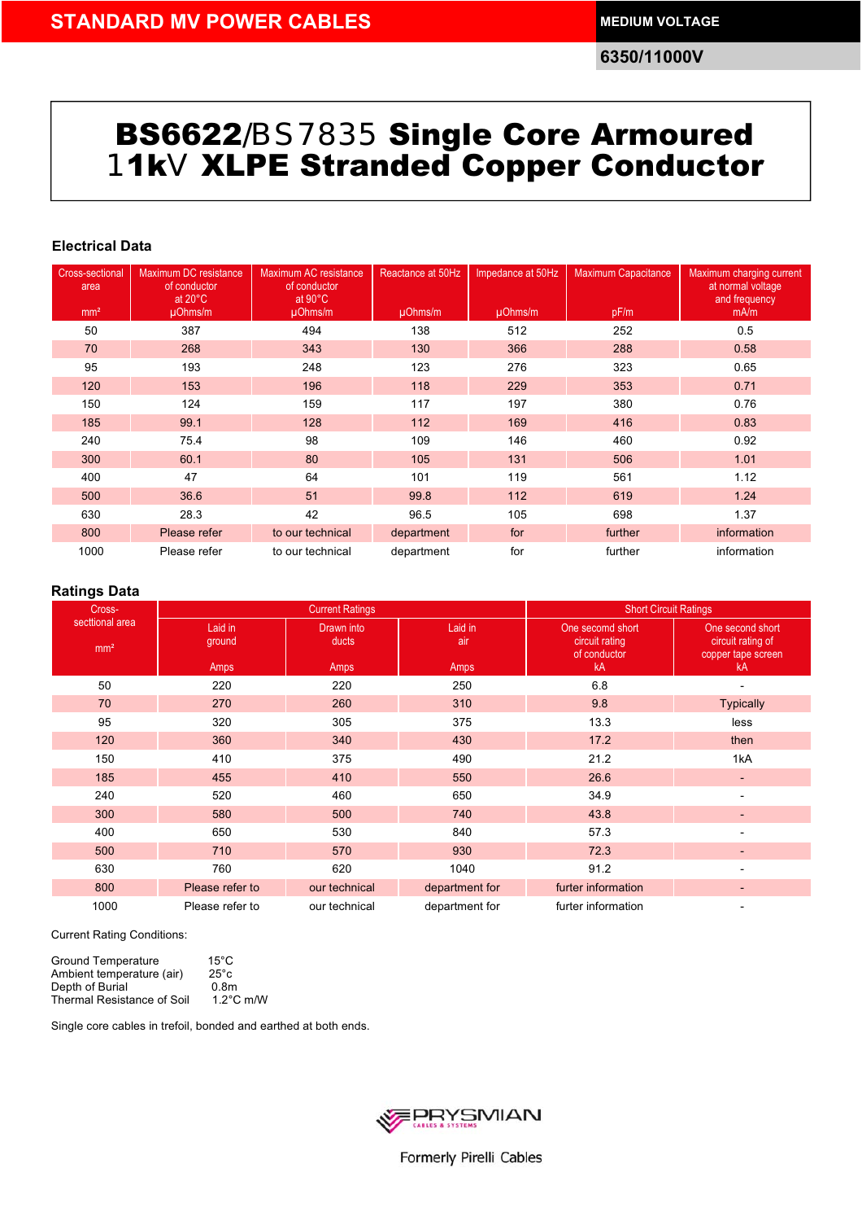STANDARD MV POWER CABLES

MEDIUM VOLTAGE

6350/11000V

# BS6622/BS7835 Single Core Armoured 11kV XLPE Stranded Copper Conductor

### Electrical Data

| Cross-sectional area mm² | Maximum DC resistance of conductor at 20°C μOhms/m | Maximum AC resistance of conductor at 90°C μOhms/m | Reactance at 50Hz μOhms/m | Impedance at 50Hz μOhms/m | Maximum Capacitance pF/m | Maximum charging current at normal voltage and frequency mA/m |
|---|---|---|---|---|---|---|
| 50 | 387 | 494 | 138 | 512 | 252 | 0.5 |
| 70 | 268 | 343 | 130 | 366 | 288 | 0.58 |
| 95 | 193 | 248 | 123 | 276 | 323 | 0.65 |
| 120 | 153 | 196 | 118 | 229 | 353 | 0.71 |
| 150 | 124 | 159 | 117 | 197 | 380 | 0.76 |
| 185 | 99.1 | 128 | 112 | 169 | 416 | 0.83 |
| 240 | 75.4 | 98 | 109 | 146 | 460 | 0.92 |
| 300 | 60.1 | 80 | 105 | 131 | 506 | 1.01 |
| 400 | 47 | 64 | 101 | 119 | 561 | 1.12 |
| 500 | 36.6 | 51 | 99.8 | 112 | 619 | 1.24 |
| 630 | 28.3 | 42 | 96.5 | 105 | 698 | 1.37 |
| 800 | Please refer | to our technical | department | for | further | information |
| 1000 | Please refer | to our technical | department | for | further | information |

### Ratings Data

| Cross-sectional area mm² | Current Ratings | | | Short Circuit Ratings | |
|---|---|---|---|---|---|
| | Laid in ground Amps | Drawn into ducts Amps | Laid in air Amps | One secomd short circuit rating of conductor kA | One second short circuit rating of copper tape screen kA |
| 50 | 220 | 220 | 250 | 6.8 | - |
| 70 | 270 | 260 | 310 | 9.8 | Typically |
| 95 | 320 | 305 | 375 | 13.3 | less |
| 120 | 360 | 340 | 430 | 17.2 | then |
| 150 | 410 | 375 | 490 | 21.2 | 1kA |
| 185 | 455 | 410 | 550 | 26.6 | - |
| 240 | 520 | 460 | 650 | 34.9 | - |
| 300 | 580 | 500 | 740 | 43.8 | - |
| 400 | 650 | 530 | 840 | 57.3 | - |
| 500 | 710 | 570 | 930 | 72.3 | - |
| 630 | 760 | 620 | 1040 | 91.2 | - |
| 800 | Please refer to | our technical | department for | furter information | - |
| 1000 | Please refer to | our technical | department for | furter information | - |

Current Rating Conditions:

Ground Temperature 15°C
Ambient temperature (air) 25°c
Depth of Burial 0.8m
Thermal Resistance of Soil 1.2°C m/W

Single core cables in trefoil, bonded and earthed at both ends.

PRYSMIAN CABLES & SYSTEMS

Formerly Pirelli Cables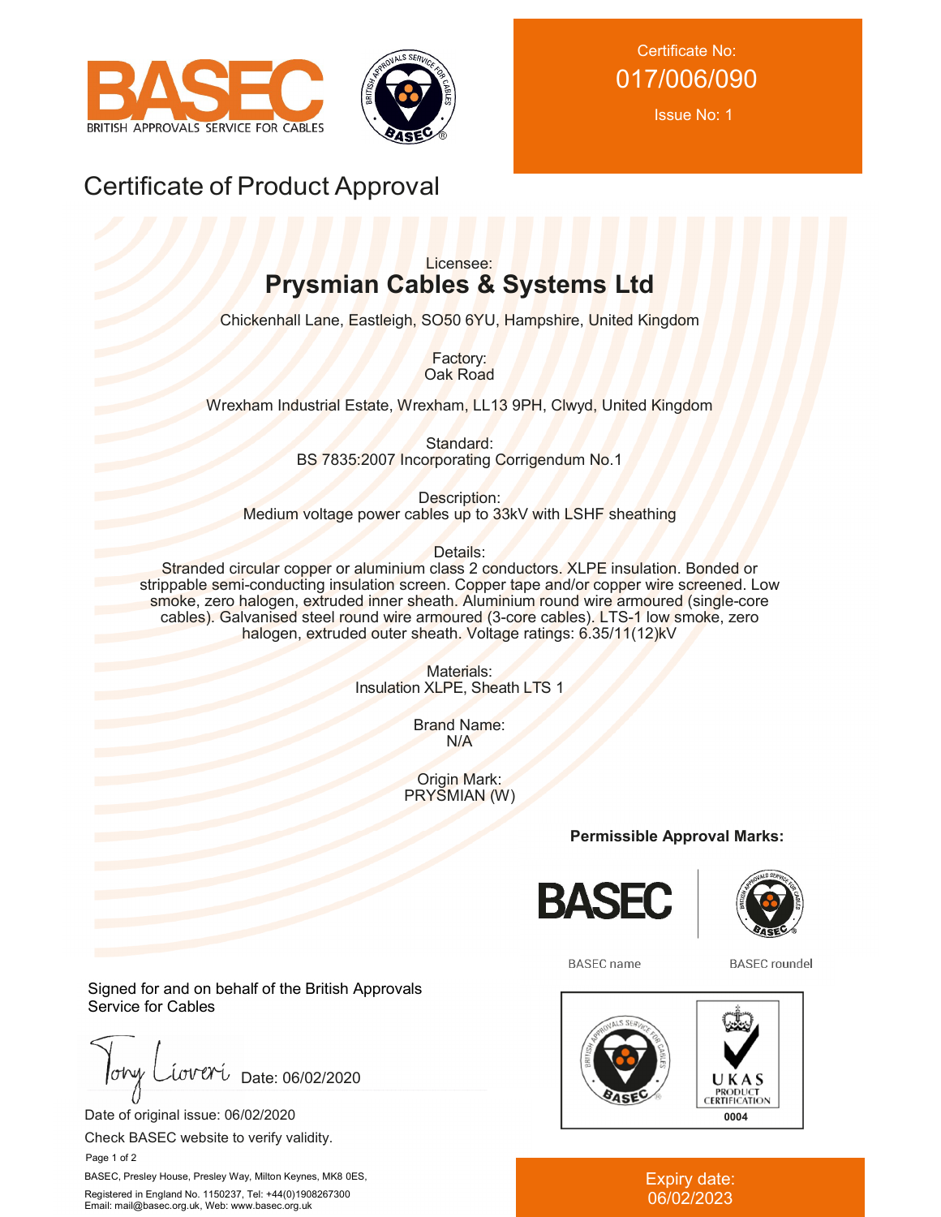BASEC

BRITISH APPROVALS SERVICE FOR CABLES

Certificate No:
017/006/090

Issue No: 1

# Certificate of Product Approval

Licensee:

## Prysmian Cables & Systems Ltd

Chickenhall Lane, Eastleigh, SO50 6YU, Hampshire, United Kingdom

Factory:
Oak Road

Wrexham Industrial Estate, Wrexham, LL13 9PH, Clwyd, United Kingdom

Standard:
BS 7835:2007 Incorporating Corrigendum No.1

Description:
Medium voltage power cables up to 33kV with LSHF sheathing

Details:
Stranded circular copper or aluminium class 2 conductors. XLPE insulation. Bonded or strippable semi-conducting insulation screen. Copper tape and/or copper wire screened. Low smoke, zero halogen, extruded inner sheath. Aluminium round wire armoured (single-core cables). Galvanised steel round wire armoured (3-core cables). LTS-1 low smoke, zero halogen, extruded outer sheath. Voltage ratings: 6.35/11(12)kV

Materials:
Insulation XLPE, Sheath LTS 1

Brand Name:
N/A

Origin Mark:
PRYSMIAN (W)

**Permissible Approval Marks:**

BASEC name

BASEC roundel

UKAS PRODUCT CERTIFICATION 0004

Signed for and on behalf of the British Approvals Service for Cables

Date: 06/02/2020

Date of original issue: 06/02/2020

Check BASEC website to verify validity.

BASEC, Presley House, Presley Way, Milton Keynes, MK8 0ES,

Registered in England No. 1150237, Tel: +44(0)1908267300
Email: mail@basec.org.uk, Web: www.basec.org.uk

Expiry date:
06/02/2023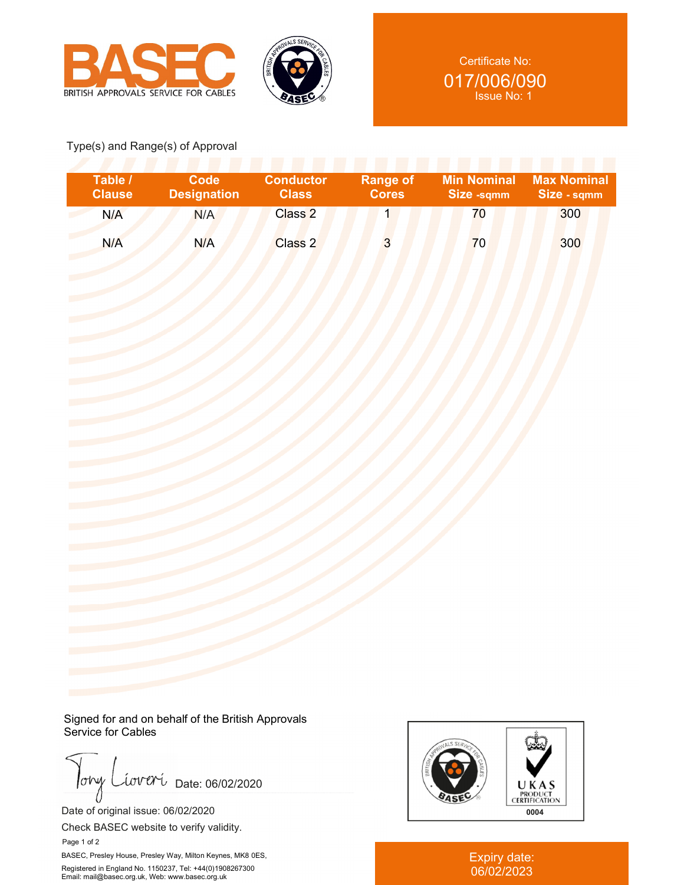BASEC

BRITISH APPROVALS SERVICE FOR CABLES

Certificate No:
017/006/090
Issue No: 1

Type(s) and Range(s) of Approval

| Table / Clause | Code Designation | Conductor Class | Range of Cores | Min Nominal Size -sqmm | Max Nominal Size - sqmm |
|---|---|---|---|---|---|
| N/A | N/A | Class 2 | 1 | 70 | 300 |
| N/A | N/A | Class 2 | 3 | 70 | 300 |

Signed for and on behalf of the British Approvals Service for Cables

Tony Liveri Date: 06/02/2020

Date of original issue: 06/02/2020

Check BASEC website to verify validity.

BASEC, Presley House, Presley Way, Milton Keynes, MK8 0ES,

Registered in England No. 1150237, Tel: +44(0)1908267300
Email: mail@basec.org.uk, Web: www.basec.org.uk

UKAS PRODUCT CERTIFICATION 0004

Expiry date:
06/02/2023